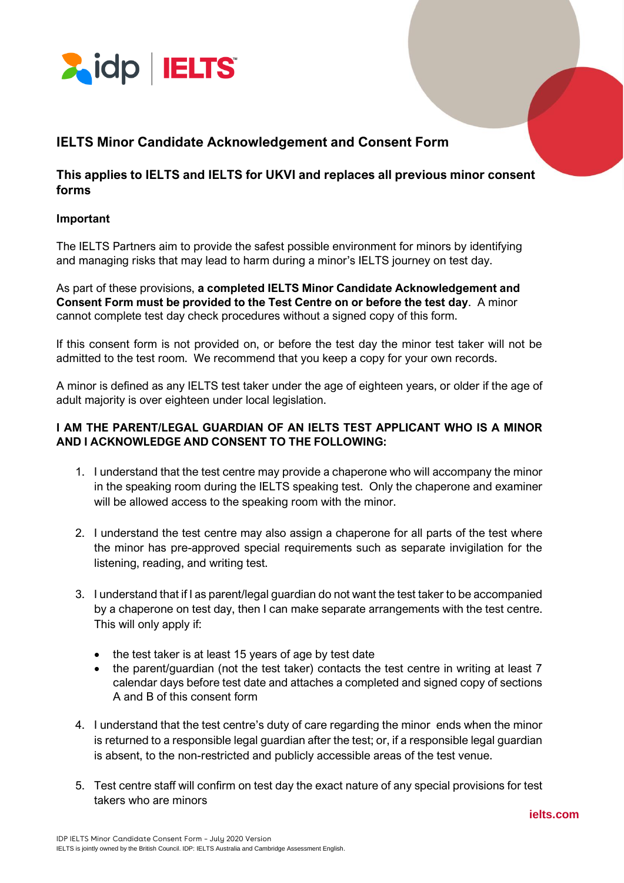# IELTS Minor Candidate Acknowledgement and Consent Form

## This applies to IELTS and IELTS for UKVI and replaces all previous minor consent forms

### Important

The IELTS Partners aim to provide the safest possible environment for minors by identifying and managing risks that may lead to harm during a minor's IELTS journey on test day.

As part of these provisions, **a completed IELTS Minor Candidate Acknowledgement and Consent Form must be provided to the Test Centre on or before the test day**. A minor cannot complete test day check procedures without a signed copy of this form.

If this consent form is not provided on, or before the test day the minor test taker will not be admitted to the test room. We recommend that you keep a copy for your own records.

A minor is defined as any IELTS test taker under the age of eighteen years, or older if the age of adult majority is over eighteen under local legislation.

**I AM THE PARENT/LEGAL GUARDIAN OF AN IELTS TEST APPLICANT WHO IS A MINOR AND I ACKNOWLEDGE AND CONSENT TO THE FOLLOWING:**

1. I understand that the test centre may provide a chaperone who will accompany the minor in the speaking room during the IELTS speaking test. Only the chaperone and examiner will be allowed access to the speaking room with the minor.

2. I understand the test centre may also assign a chaperone for all parts of the test where the minor has pre-approved special requirements such as separate invigilation for the listening, reading, and writing test.

3. I understand that if I as parent/legal guardian do not want the test taker to be accompanied by a chaperone on test day, then I can make separate arrangements with the test centre. This will only apply if:

   - the test taker is at least 15 years of age by test date
   - the parent/guardian (not the test taker) contacts the test centre in writing at least 7 calendar days before test date and attaches a completed and signed copy of sections A and B of this consent form

4. I understand that the test centre's duty of care regarding the minor ends when the minor is returned to a responsible legal guardian after the test; or, if a responsible legal guardian is absent, to the non-restricted and publicly accessible areas of the test venue.

5. Test centre staff will confirm on test day the exact nature of any special provisions for test takers who are minors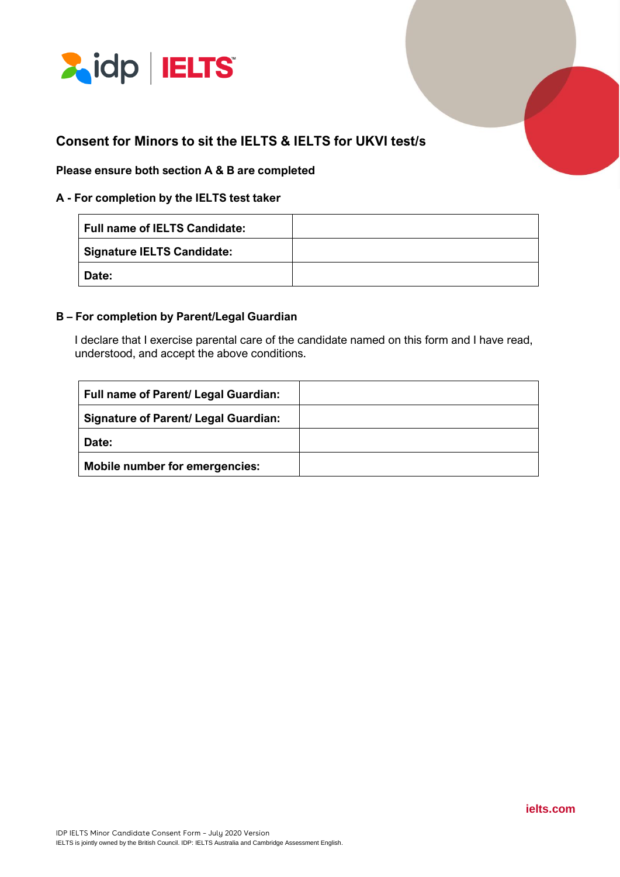## Consent for Minors to sit the IELTS & IELTS for UKVI test/s

**Please ensure both section A & B are completed**

### A - For completion by the IELTS test taker

| | |
|---|---|
| **Full name of IELTS Candidate:** | |
| **Signature IELTS Candidate:** | |
| **Date:** | |

### B – For completion by Parent/Legal Guardian

I declare that I exercise parental care of the candidate named on this form and I have read, understood, and accept the above conditions.

| | |
|---|---|
| **Full name of Parent/ Legal Guardian:** | |
| **Signature of Parent/ Legal Guardian:** | |
| **Date:** | |
| **Mobile number for emergencies:** | |

ielts.com

IDP IELTS Minor Candidate Consent Form – July 2020 Version
IELTS is jointly owned by the British Council. IDP: IELTS Australia and Cambridge Assessment English.